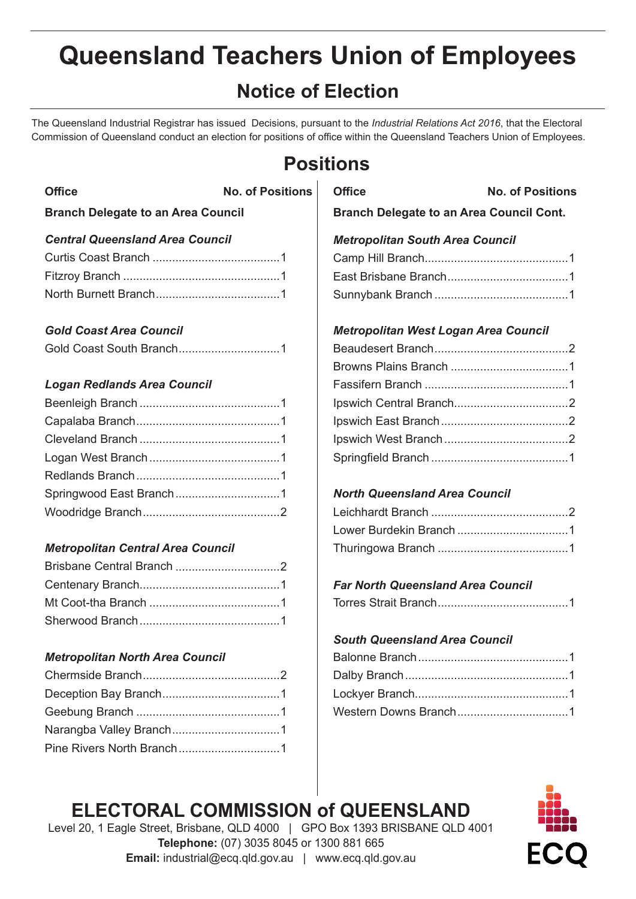# Queensland Teachers Union of Employees

## Notice of Election

The Queensland Industrial Registrar has issued Decisions, pursuant to the *Industrial Relations Act 2016*, that the Electoral Commission of Queensland conduct an election for positions of office within the Queensland Teachers Union of Employees.

## Positions

| Office | No. of Positions |
|---|---|
| **Branch Delegate to an Area Council** | |
| ***Central Queensland Area Council*** | |
| Curtis Coast Branch | 1 |
| Fitzroy Branch | 1 |
| North Burnett Branch | 1 |
| ***Gold Coast Area Council*** | |
| Gold Coast South Branch | 1 |
| ***Logan Redlands Area Council*** | |
| Beenleigh Branch | 1 |
| Capalaba Branch | 1 |
| Cleveland Branch | 1 |
| Logan West Branch | 1 |
| Redlands Branch | 1 |
| Springwood East Branch | 1 |
| Woodridge Branch | 2 |
| ***Metropolitan Central Area Council*** | |
| Brisbane Central Branch | 2 |
| Centenary Branch | 1 |
| Mt Coot-tha Branch | 1 |
| Sherwood Branch | 1 |
| ***Metropolitan North Area Council*** | |
| Chermside Branch | 2 |
| Deception Bay Branch | 1 |
| Geebung Branch | 1 |
| Narangba Valley Branch | 1 |
| Pine Rivers North Branch | 1 |

| Office | No. of Positions |
|---|---|
| **Branch Delegate to an Area Council Cont.** | |
| ***Metropolitan South Area Council*** | |
| Camp Hill Branch | 1 |
| East Brisbane Branch | 1 |
| Sunnybank Branch | 1 |
| ***Metropolitan West Logan Area Council*** | |
| Beaudesert Branch | 2 |
| Browns Plains Branch | 1 |
| Fassifern Branch | 1 |
| Ipswich Central Branch | 2 |
| Ipswich East Branch | 2 |
| Ipswich West Branch | 2 |
| Springfield Branch | 1 |
| ***North Queensland Area Council*** | |
| Leichhardt Branch | 2 |
| Lower Burdekin Branch | 1 |
| Thuringowa Branch | 1 |
| ***Far North Queensland Area Council*** | |
| Torres Strait Branch | 1 |
| ***South Queensland Area Council*** | |
| Balonne Branch | 1 |
| Dalby Branch | 1 |
| Lockyer Branch | 1 |
| Western Downs Branch | 1 |

**ELECTORAL COMMISSION of QUEENSLAND**

Level 20, 1 Eagle Street, Brisbane, QLD 4000 | GPO Box 1393 BRISBANE QLD 4001

**Telephone:** (07) 3035 8045 or 1300 881 665

**Email:** industrial@ecq.qld.gov.au | www.ecq.qld.gov.au

ECQ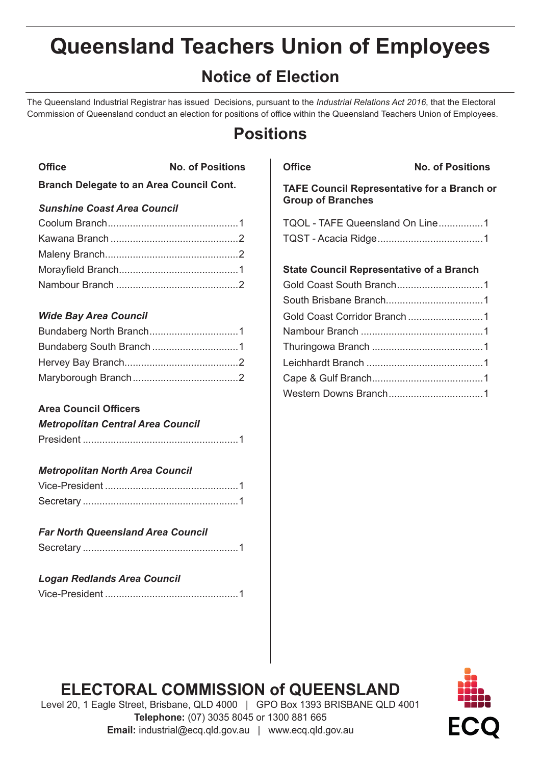# Queensland Teachers Union of Employees

## Notice of Election

The Queensland Industrial Registrar has issued Decisions, pursuant to the *Industrial Relations Act 2016*, that the Electoral Commission of Queensland conduct an election for positions of office within the Queensland Teachers Union of Employees.

## Positions

| Office | No. of Positions |
|---|---|
| **Branch Delegate to an Area Council Cont.** | |
| ***Sunshine Coast Area Council*** | |
| Coolum Branch | 1 |
| Kawana Branch | 2 |
| Maleny Branch | 2 |
| Morayfield Branch | 1 |
| Nambour Branch | 2 |
| ***Wide Bay Area Council*** | |
| Bundaberg North Branch | 1 |
| Bundaberg South Branch | 1 |
| Hervey Bay Branch | 2 |
| Maryborough Branch | 2 |
| **Area Council Officers** | |
| ***Metropolitan Central Area Council*** | |
| President | 1 |
| ***Metropolitan North Area Council*** | |
| Vice-President | 1 |
| Secretary | 1 |
| ***Far North Queensland Area Council*** | |
| Secretary | 1 |
| ***Logan Redlands Area Council*** | |
| Vice-President | 1 |

| Office | No. of Positions |
|---|---|
| **TAFE Council Representative for a Branch or Group of Branches** | |
| TQOL - TAFE Queensland On Line | 1 |
| TQST - Acacia Ridge | 1 |
| **State Council Representative of a Branch** | |
| Gold Coast South Branch | 1 |
| South Brisbane Branch | 1 |
| Gold Coast Corridor Branch | 1 |
| Nambour Branch | 1 |
| Thuringowa Branch | 1 |
| Leichhardt Branch | 1 |
| Cape & Gulf Branch | 1 |
| Western Downs Branch | 1 |

## ELECTORAL COMMISSION of QUEENSLAND

Level 20, 1 Eagle Street, Brisbane, QLD 4000 | GPO Box 1393 BRISBANE QLD 4001

**Telephone:** (07) 3035 8045 or 1300 881 665

**Email:** industrial@ecq.qld.gov.au | www.ecq.qld.gov.au

ECQ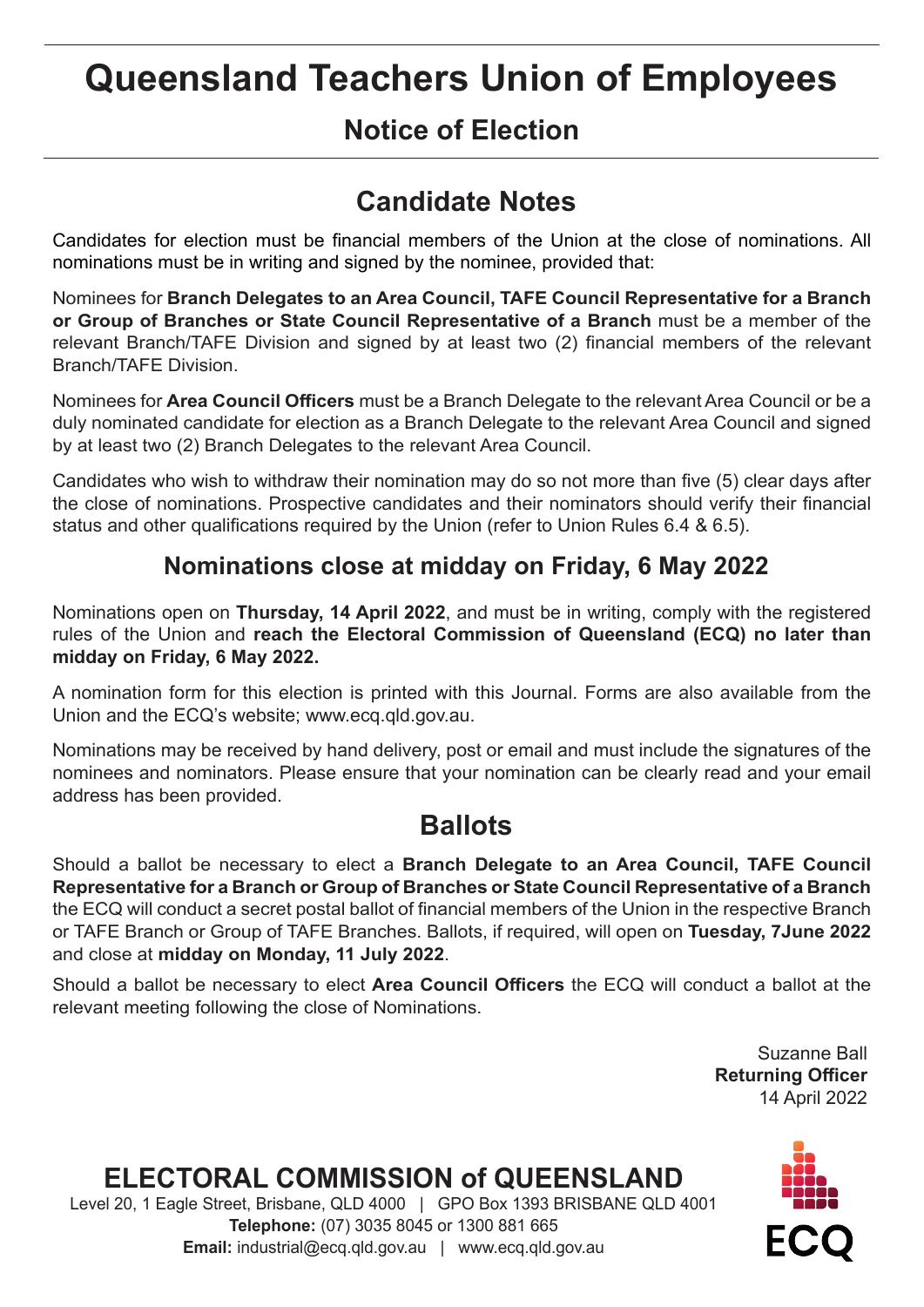# Queensland Teachers Union of Employees

## Notice of Election

## Candidate Notes

Candidates for election must be financial members of the Union at the close of nominations. All nominations must be in writing and signed by the nominee, provided that:

Nominees for **Branch Delegates to an Area Council, TAFE Council Representative for a Branch or Group of Branches or State Council Representative of a Branch** must be a member of the relevant Branch/TAFE Division and signed by at least two (2) financial members of the relevant Branch/TAFE Division.

Nominees for **Area Council Officers** must be a Branch Delegate to the relevant Area Council or be a duly nominated candidate for election as a Branch Delegate to the relevant Area Council and signed by at least two (2) Branch Delegates to the relevant Area Council.

Candidates who wish to withdraw their nomination may do so not more than five (5) clear days after the close of nominations. Prospective candidates and their nominators should verify their financial status and other qualifications required by the Union (refer to Union Rules 6.4 & 6.5).

### Nominations close at midday on Friday, 6 May 2022

Nominations open on **Thursday, 14 April 2022**, and must be in writing, comply with the registered rules of the Union and **reach the Electoral Commission of Queensland (ECQ) no later than midday on Friday, 6 May 2022.**

A nomination form for this election is printed with this Journal. Forms are also available from the Union and the ECQ's website; www.ecq.qld.gov.au.

Nominations may be received by hand delivery, post or email and must include the signatures of the nominees and nominators. Please ensure that your nomination can be clearly read and your email address has been provided.

## Ballots

Should a ballot be necessary to elect a **Branch Delegate to an Area Council, TAFE Council Representative for a Branch or Group of Branches or State Council Representative of a Branch** the ECQ will conduct a secret postal ballot of financial members of the Union in the respective Branch or TAFE Branch or Group of TAFE Branches. Ballots, if required, will open on **Tuesday, 7June 2022** and close at **midday on Monday, 11 July 2022**.

Should a ballot be necessary to elect **Area Council Officers** the ECQ will conduct a ballot at the relevant meeting following the close of Nominations.

Suzanne Ball
**Returning Officer**
14 April 2022

## ELECTORAL COMMISSION of QUEENSLAND

Level 20, 1 Eagle Street, Brisbane, QLD 4000 | GPO Box 1393 BRISBANE QLD 4001
**Telephone:** (07) 3035 8045 or 1300 881 665
**Email:** industrial@ecq.qld.gov.au | www.ecq.qld.gov.au

ECQ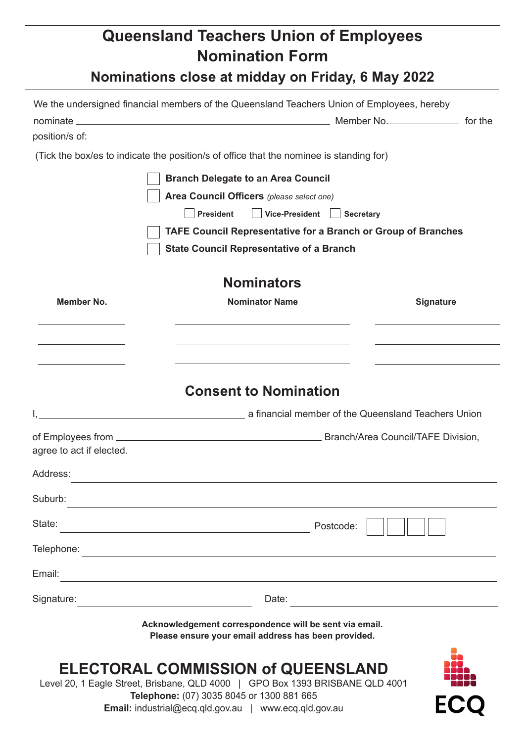# Queensland Teachers Union of Employees
# Nomination Form

## Nominations close at midday on Friday, 6 May 2022

We the undersigned financial members of the Queensland Teachers Union of Employees, hereby nominate \_\_\_\_\_\_\_\_\_\_\_\_\_\_\_\_\_\_\_\_\_\_\_\_\_\_\_\_\_\_\_\_\_\_\_\_\_\_\_\_ Member No.\_\_\_\_\_\_\_\_\_\_\_\_ for the position/s of:

(Tick the box/es to indicate the position/s of office that the nominee is standing for)

☐ **Branch Delegate to an Area Council**

☐ **Area Council Officers** *(please select one)*

☐ **President** ☐ **Vice-President** ☐ **Secretary**

☐ **TAFE Council Representative for a Branch or Group of Branches**

☐ **State Council Representative of a Branch**

## Nominators

| Member No. | Nominator Name | Signature |
|---|---|---|
| | | |
| | | |
| | | |

## Consent to Nomination

I, \_\_\_\_\_\_\_\_\_\_\_\_\_\_\_\_\_\_\_\_\_\_\_\_\_\_\_\_\_\_\_\_\_\_ a financial member of the Queensland Teachers Union of Employees from \_\_\_\_\_\_\_\_\_\_\_\_\_\_\_\_\_\_\_\_\_\_\_\_\_\_\_\_\_\_\_\_\_\_ Branch/Area Council/TAFE Division, agree to act if elected.

Address: \_\_\_\_\_\_\_\_\_\_\_\_\_\_\_\_\_\_\_\_\_\_\_\_\_\_\_\_\_\_\_\_\_\_\_\_\_\_\_\_

Suburb: \_\_\_\_\_\_\_\_\_\_\_\_\_\_\_\_\_\_\_\_\_\_\_\_\_\_\_\_\_\_\_\_\_\_\_\_\_\_\_\_

State: \_\_\_\_\_\_\_\_\_\_\_\_\_\_\_\_\_\_\_\_\_\_\_\_ Postcode: ☐☐☐☐

Telephone: \_\_\_\_\_\_\_\_\_\_\_\_\_\_\_\_\_\_\_\_\_\_\_\_\_\_\_\_\_\_\_\_\_\_\_\_\_\_\_\_

Email: \_\_\_\_\_\_\_\_\_\_\_\_\_\_\_\_\_\_\_\_\_\_\_\_\_\_\_\_\_\_\_\_\_\_\_\_\_\_\_\_

Signature: \_\_\_\_\_\_\_\_\_\_\_\_\_\_\_\_\_\_\_\_ Date: \_\_\_\_\_\_\_\_\_\_\_\_\_\_\_\_\_\_\_\_

**Acknowledgement correspondence will be sent via email.**
**Please ensure your email address has been provided.**

## ELECTORAL COMMISSION of QUEENSLAND

Level 20, 1 Eagle Street, Brisbane, QLD 4000 | GPO Box 1393 BRISBANE QLD 4001

**Telephone:** (07) 3035 8045 or 1300 881 665

**Email:** industrial@ecq.qld.gov.au | www.ecq.qld.gov.au

ECQ